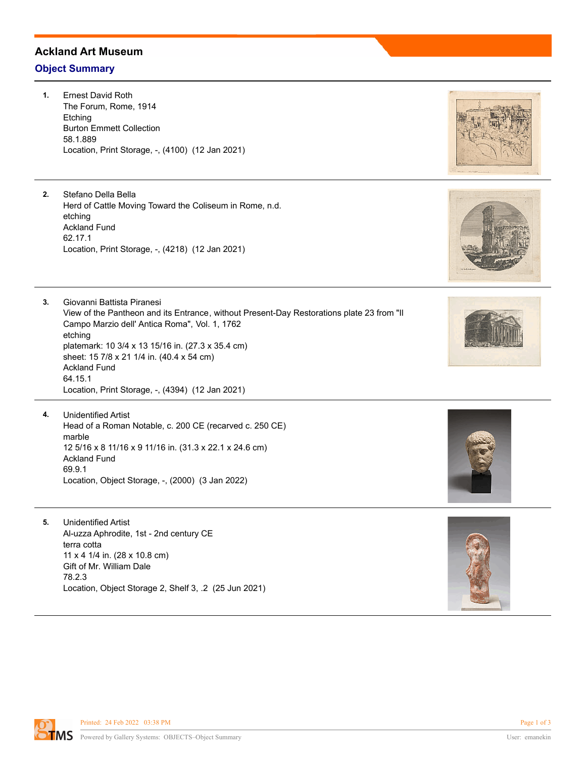# Ackland Art Museum

## Object Summary

1. Ernest David Roth
   The Forum, Rome, 1914
   Etching
   Burton Emmett Collection
   58.1.889
   Location, Print Storage, -, (4100)  (12 Jan 2021)

2. Stefano Della Bella
   Herd of Cattle Moving Toward the Coliseum in Rome, n.d.
   etching
   Ackland Fund
   62.17.1
   Location, Print Storage, -, (4218)  (12 Jan 2021)

3. Giovanni Battista Piranesi
   View of the Pantheon and its Entrance, without Present-Day Restorations plate 23 from "Il Campo Marzio dell' Antica Roma", Vol. 1, 1762
   etching
   platemark: 10 3/4 x 13 15/16 in. (27.3 x 35.4 cm)
   sheet: 15 7/8 x 21 1/4 in. (40.4 x 54 cm)
   Ackland Fund
   64.15.1
   Location, Print Storage, -, (4394)  (12 Jan 2021)

4. Unidentified Artist
   Head of a Roman Notable, c. 200 CE (recarved c. 250 CE)
   marble
   12 5/16 x 8 11/16 x 9 11/16 in. (31.3 x 22.1 x 24.6 cm)
   Ackland Fund
   69.9.1
   Location, Object Storage, -, (2000)  (3 Jan 2022)

5. Unidentified Artist
   Al-uzza Aphrodite, 1st - 2nd century CE
   terra cotta
   11 x 4 1/4 in. (28 x 10.8 cm)
   Gift of Mr. William Dale
   78.2.3
   Location, Object Storage 2, Shelf 3, .2  (25 Jun 2021)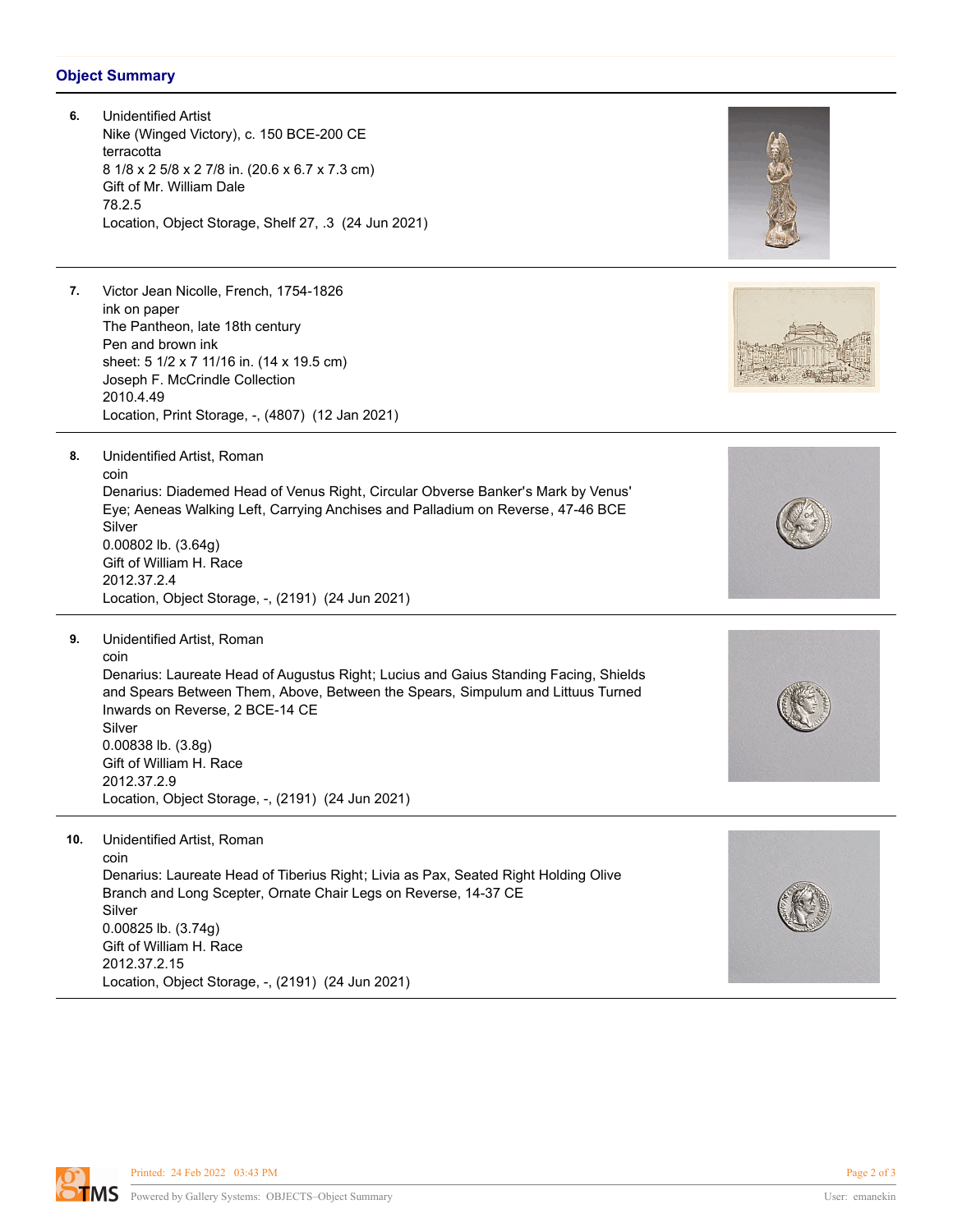## Object Summary

6. Unidentified Artist
   Nike (Winged Victory), c. 150 BCE-200 CE
   terracotta
   8 1/8 x 2 5/8 x 2 7/8 in. (20.6 x 6.7 x 7.3 cm)
   Gift of Mr. William Dale
   78.2.5
   Location, Object Storage, Shelf 27, .3  (24 Jun 2021)

---

7. Victor Jean Nicolle, French, 1754-1826
   ink on paper
   The Pantheon, late 18th century
   Pen and brown ink
   sheet: 5 1/2 x 7 11/16 in. (14 x 19.5 cm)
   Joseph F. McCrindle Collection
   2010.4.49
   Location, Print Storage, -, (4807)  (12 Jan 2021)

---

8. Unidentified Artist, Roman
   coin
   Denarius: Diademed Head of Venus Right, Circular Obverse Banker's Mark by Venus' Eye; Aeneas Walking Left, Carrying Anchises and Palladium on Reverse, 47-46 BCE
   Silver
   0.00802 lb. (3.64g)
   Gift of William H. Race
   2012.37.2.4
   Location, Object Storage, -, (2191)  (24 Jun 2021)

---

9. Unidentified Artist, Roman
   coin
   Denarius: Laureate Head of Augustus Right; Lucius and Gaius Standing Facing, Shields and Spears Between Them, Above, Between the Spears, Simpulum and Littuus Turned Inwards on Reverse, 2 BCE-14 CE
   Silver
   0.00838 lb. (3.8g)
   Gift of William H. Race
   2012.37.2.9
   Location, Object Storage, -, (2191)  (24 Jun 2021)

---

10. Unidentified Artist, Roman
    coin
    Denarius: Laureate Head of Tiberius Right; Livia as Pax, Seated Right Holding Olive Branch and Long Scepter, Ornate Chair Legs on Reverse, 14-37 CE
    Silver
    0.00825 lb. (3.74g)
    Gift of William H. Race
    2012.37.2.15
    Location, Object Storage, -, (2191)  (24 Jun 2021)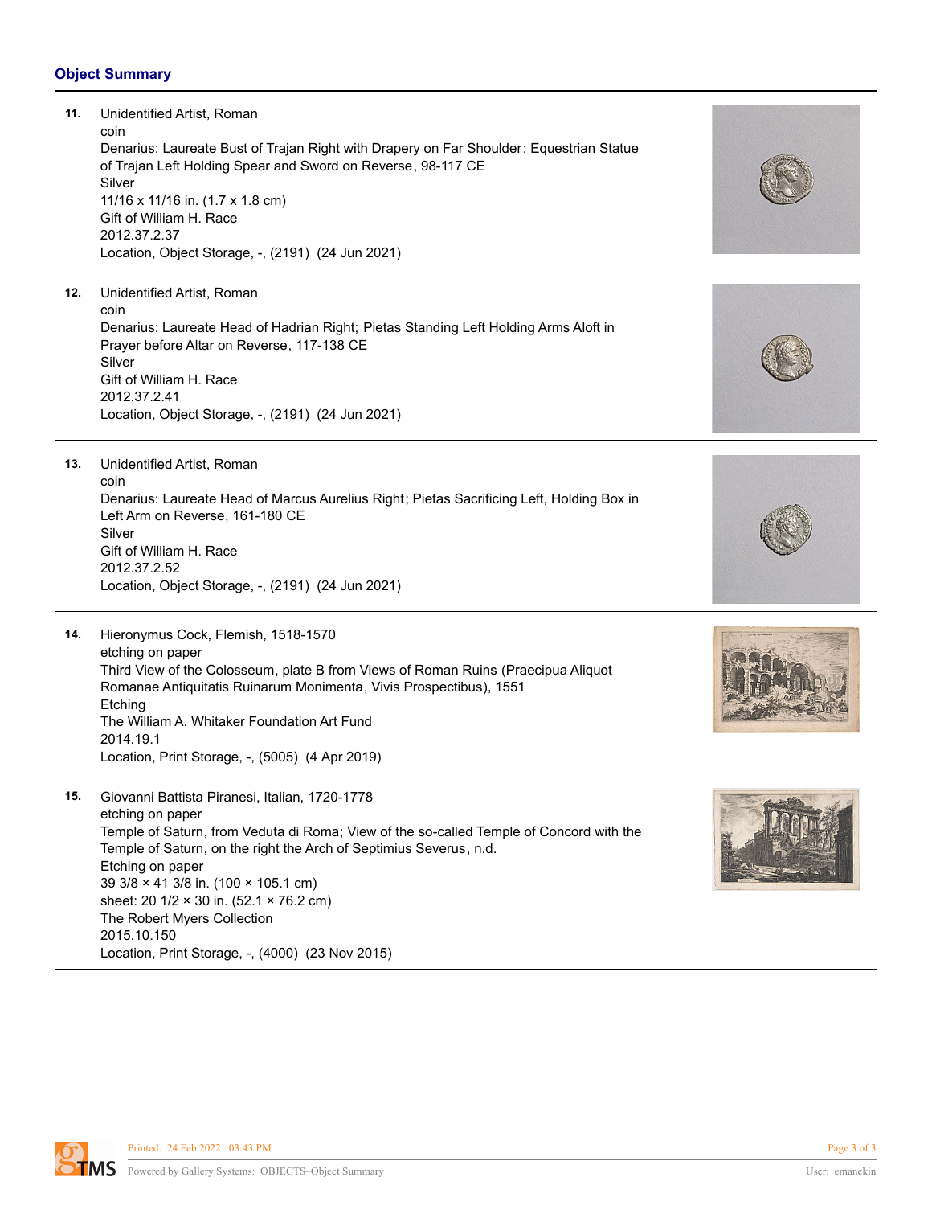## Object Summary

**11.** Unidentified Artist, Roman
coin
Denarius: Laureate Bust of Trajan Right with Drapery on Far Shoulder; Equestrian Statue of Trajan Left Holding Spear and Sword on Reverse, 98-117 CE
Silver
11/16 x 11/16 in. (1.7 x 1.8 cm)
Gift of William H. Race
2012.37.2.37
Location, Object Storage, -, (2191) (24 Jun 2021)

---

**12.** Unidentified Artist, Roman
coin
Denarius: Laureate Head of Hadrian Right; Pietas Standing Left Holding Arms Aloft in Prayer before Altar on Reverse, 117-138 CE
Silver
Gift of William H. Race
2012.37.2.41
Location, Object Storage, -, (2191) (24 Jun 2021)

---

**13.** Unidentified Artist, Roman
coin
Denarius: Laureate Head of Marcus Aurelius Right; Pietas Sacrificing Left, Holding Box in Left Arm on Reverse, 161-180 CE
Silver
Gift of William H. Race
2012.37.2.52
Location, Object Storage, -, (2191) (24 Jun 2021)

---

**14.** Hieronymus Cock, Flemish, 1518-1570
etching on paper
Third View of the Colosseum, plate B from Views of Roman Ruins (Praecipua Aliquot Romanae Antiquitatis Ruinarum Monimenta, Vivis Prospectibus), 1551
Etching
The William A. Whitaker Foundation Art Fund
2014.19.1
Location, Print Storage, -, (5005) (4 Apr 2019)

---

**15.** Giovanni Battista Piranesi, Italian, 1720-1778
etching on paper
Temple of Saturn, from Veduta di Roma; View of the so-called Temple of Concord with the Temple of Saturn, on the right the Arch of Septimius Severus, n.d.
Etching on paper
39 3/8 × 41 3/8 in. (100 × 105.1 cm)
sheet: 20 1/2 × 30 in. (52.1 × 76.2 cm)
The Robert Myers Collection
2015.10.150
Location, Print Storage, -, (4000) (23 Nov 2015)